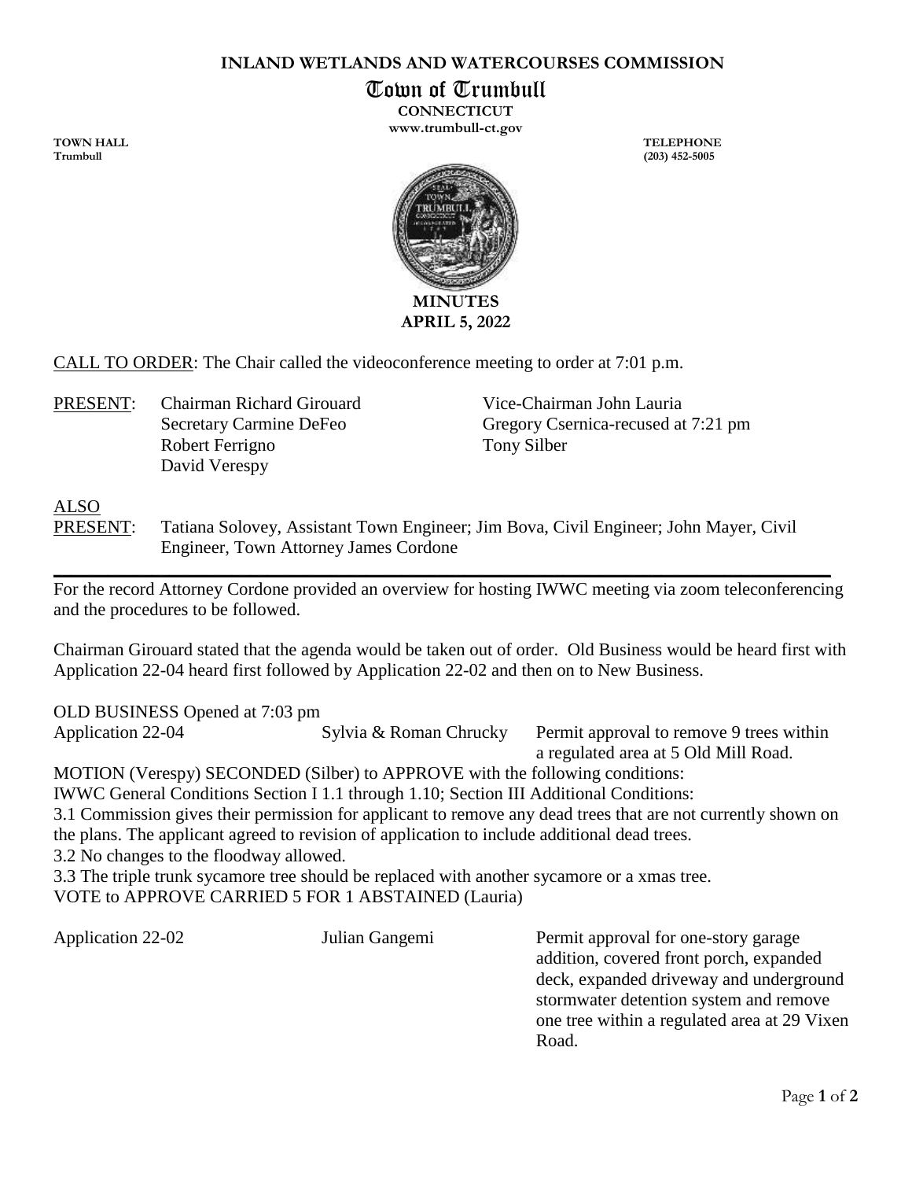**INLAND WETLANDS AND WATERCOURSES COMMISSION**

# Town of Trumbull

**CONNECTICUT**

**www.trumbull-ct.gov**

**TOWN HALL**
**Trumbull**

**TELEPHONE**
**(203) 452-5005**

## MINUTES
## APRIL 5, 2022

CALL TO ORDER: The Chair called the videoconference meeting to order at 7:01 p.m.

PRESENT: Chairman Richard Girouard, Vice-Chairman John Lauria, Secretary Carmine DeFeo, Gregory Csernica-recused at 7:21 pm, Robert Ferrigno, Tony Silber, David Verespy

ALSO PRESENT: Tatiana Solovey, Assistant Town Engineer; Jim Bova, Civil Engineer; John Mayer, Civil Engineer, Town Attorney James Cordone

---

For the record Attorney Cordone provided an overview for hosting IWWC meeting via zoom teleconferencing and the procedures to be followed.

Chairman Girouard stated that the agenda would be taken out of order. Old Business would be heard first with Application 22-04 heard first followed by Application 22-02 and then on to New Business.

OLD BUSINESS Opened at 7:03 pm

Application 22-04 — Sylvia & Roman Chrucky — Permit approval to remove 9 trees within a regulated area at 5 Old Mill Road.

MOTION (Verespy) SECONDED (Silber) to APPROVE with the following conditions:
IWWC General Conditions Section I 1.1 through 1.10; Section III Additional Conditions:
3.1 Commission gives their permission for applicant to remove any dead trees that are not currently shown on the plans. The applicant agreed to revision of application to include additional dead trees.
3.2 No changes to the floodway allowed.
3.3 The triple trunk sycamore tree should be replaced with another sycamore or a xmas tree.
VOTE to APPROVE CARRIED 5 FOR 1 ABSTAINED (Lauria)

Application 22-02 — Julian Gangemi — Permit approval for one-story garage addition, covered front porch, expanded deck, expanded driveway and underground stormwater detention system and remove one tree within a regulated area at 29 Vixen Road.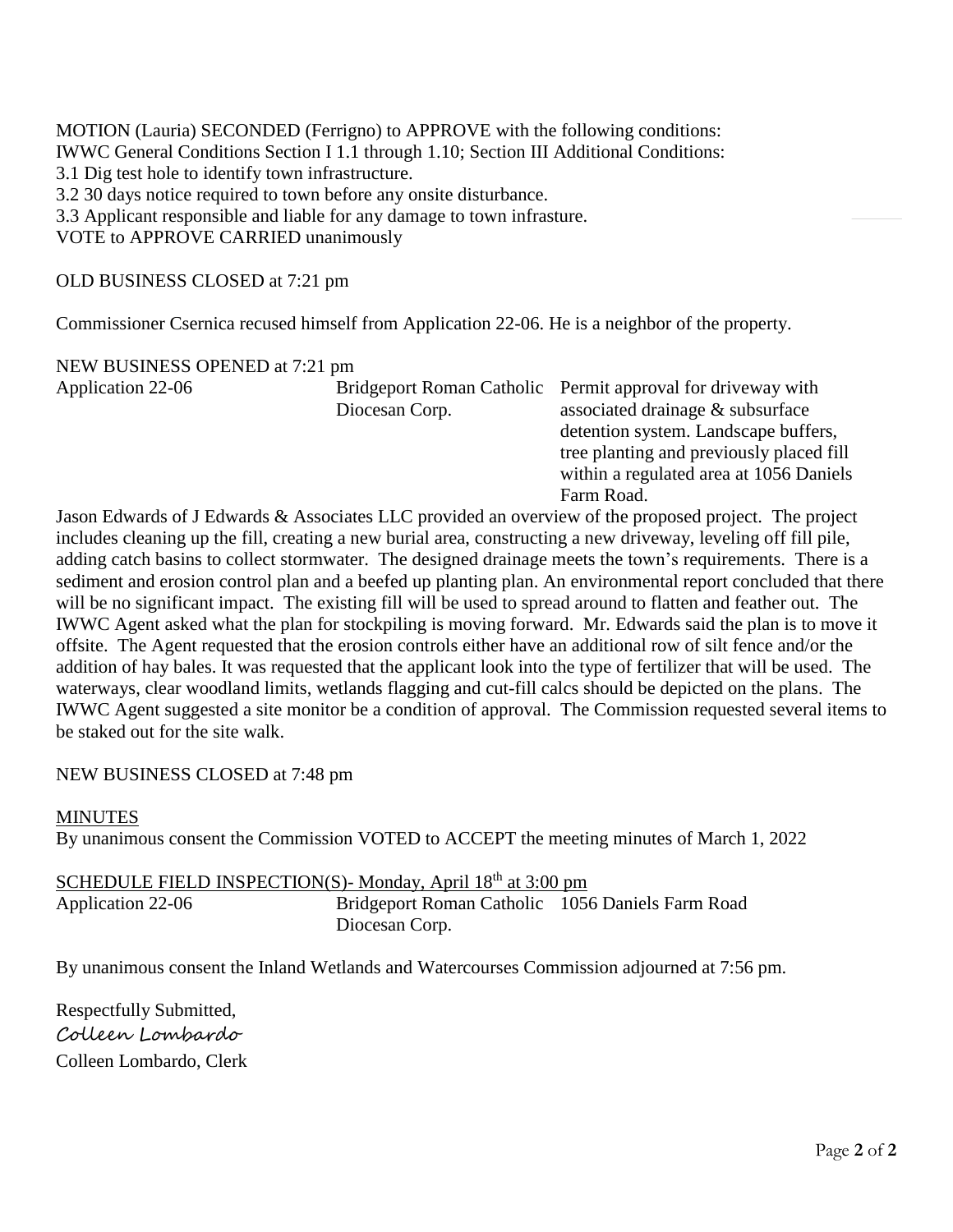MOTION (Lauria) SECONDED (Ferrigno) to APPROVE with the following conditions:
IWWC General Conditions Section I 1.1 through 1.10; Section III Additional Conditions:
3.1 Dig test hole to identify town infrastructure.
3.2 30 days notice required to town before any onsite disturbance.
3.3 Applicant responsible and liable for any damage to town infrasture.
VOTE to APPROVE CARRIED unanimously

OLD BUSINESS CLOSED at 7:21 pm

Commissioner Csernica recused himself from Application 22-06. He is a neighbor of the property.

NEW BUSINESS OPENED at 7:21 pm

| | | |
|---|---|---|
| Application 22-06 | Bridgeport Roman Catholic Diocesan Corp. | Permit approval for driveway with associated drainage & subsurface detention system. Landscape buffers, tree planting and previously placed fill within a regulated area at 1056 Daniels Farm Road. |

Jason Edwards of J Edwards & Associates LLC provided an overview of the proposed project. The project includes cleaning up the fill, creating a new burial area, constructing a new driveway, leveling off fill pile, adding catch basins to collect stormwater. The designed drainage meets the town's requirements. There is a sediment and erosion control plan and a beefed up planting plan. An environmental report concluded that there will be no significant impact. The existing fill will be used to spread around to flatten and feather out. The IWWC Agent asked what the plan for stockpiling is moving forward. Mr. Edwards said the plan is to move it offsite. The Agent requested that the erosion controls either have an additional row of silt fence and/or the addition of hay bales. It was requested that the applicant look into the type of fertilizer that will be used. The waterways, clear woodland limits, wetlands flagging and cut-fill calcs should be depicted on the plans. The IWWC Agent suggested a site monitor be a condition of approval. The Commission requested several items to be staked out for the site walk.

NEW BUSINESS CLOSED at 7:48 pm

<u>MINUTES</u>

By unanimous consent the Commission VOTED to ACCEPT the meeting minutes of March 1, 2022

<u>SCHEDULE FIELD INSPECTION(S)- Monday, April 18th at 3:00 pm</u>

| | | |
|---|---|---|
| Application 22-06 | Bridgeport Roman Catholic Diocesan Corp. | 1056 Daniels Farm Road |

By unanimous consent the Inland Wetlands and Watercourses Commission adjourned at 7:56 pm.

Respectfully Submitted,
*Colleen Lombardo*
Colleen Lombardo, Clerk